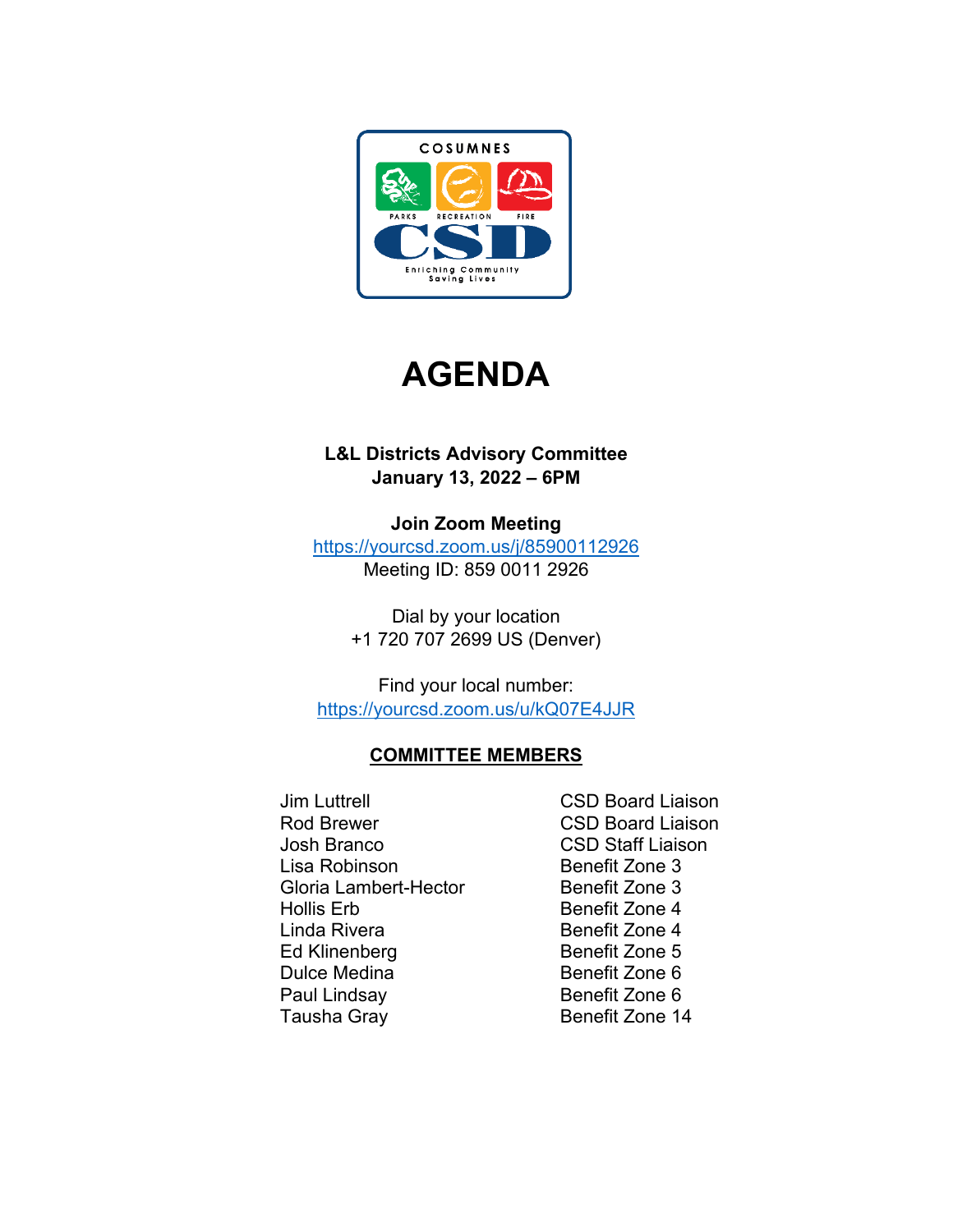# AGENDA

**L&L Districts Advisory Committee**
**January 13, 2022 – 6PM**

**Join Zoom Meeting**
https://yourcsd.zoom.us/j/85900112926
Meeting ID: 859 0011 2926

Dial by your location
+1 720 707 2699 US (Denver)

Find your local number:
https://yourcsd.zoom.us/u/kQ07E4JJR

## COMMITTEE MEMBERS

| | |
|---|---|
| Jim Luttrell | CSD Board Liaison |
| Rod Brewer | CSD Board Liaison |
| Josh Branco | CSD Staff Liaison |
| Lisa Robinson | Benefit Zone 3 |
| Gloria Lambert-Hector | Benefit Zone 3 |
| Hollis Erb | Benefit Zone 4 |
| Linda Rivera | Benefit Zone 4 |
| Ed Klinenberg | Benefit Zone 5 |
| Dulce Medina | Benefit Zone 6 |
| Paul Lindsay | Benefit Zone 6 |
| Tausha Gray | Benefit Zone 14 |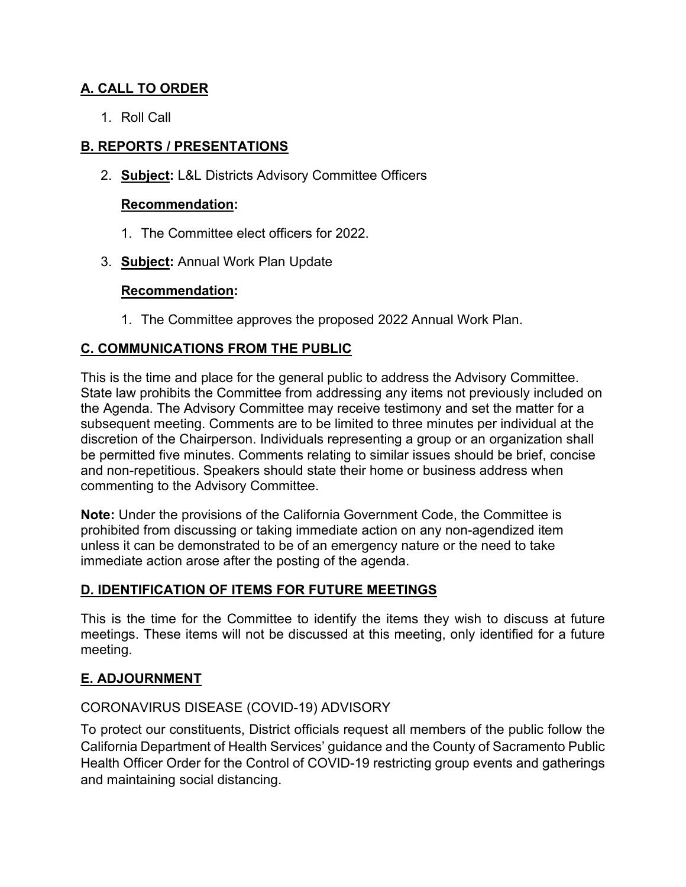## A. CALL TO ORDER

1. Roll Call

## B. REPORTS / PRESENTATIONS

2. **Subject:** L&L Districts Advisory Committee Officers

   **Recommendation:**

   1. The Committee elect officers for 2022.

3. **Subject:** Annual Work Plan Update

   **Recommendation:**

   1. The Committee approves the proposed 2022 Annual Work Plan.

## C. COMMUNICATIONS FROM THE PUBLIC

This is the time and place for the general public to address the Advisory Committee. State law prohibits the Committee from addressing any items not previously included on the Agenda. The Advisory Committee may receive testimony and set the matter for a subsequent meeting. Comments are to be limited to three minutes per individual at the discretion of the Chairperson. Individuals representing a group or an organization shall be permitted five minutes. Comments relating to similar issues should be brief, concise and non-repetitious. Speakers should state their home or business address when commenting to the Advisory Committee.

**Note:** Under the provisions of the California Government Code, the Committee is prohibited from discussing or taking immediate action on any non-agendized item unless it can be demonstrated to be of an emergency nature or the need to take immediate action arose after the posting of the agenda.

## D. IDENTIFICATION OF ITEMS FOR FUTURE MEETINGS

This is the time for the Committee to identify the items they wish to discuss at future meetings. These items will not be discussed at this meeting, only identified for a future meeting.

## E. ADJOURNMENT

CORONAVIRUS DISEASE (COVID-19) ADVISORY

To protect our constituents, District officials request all members of the public follow the California Department of Health Services' guidance and the County of Sacramento Public Health Officer Order for the Control of COVID-19 restricting group events and gatherings and maintaining social distancing.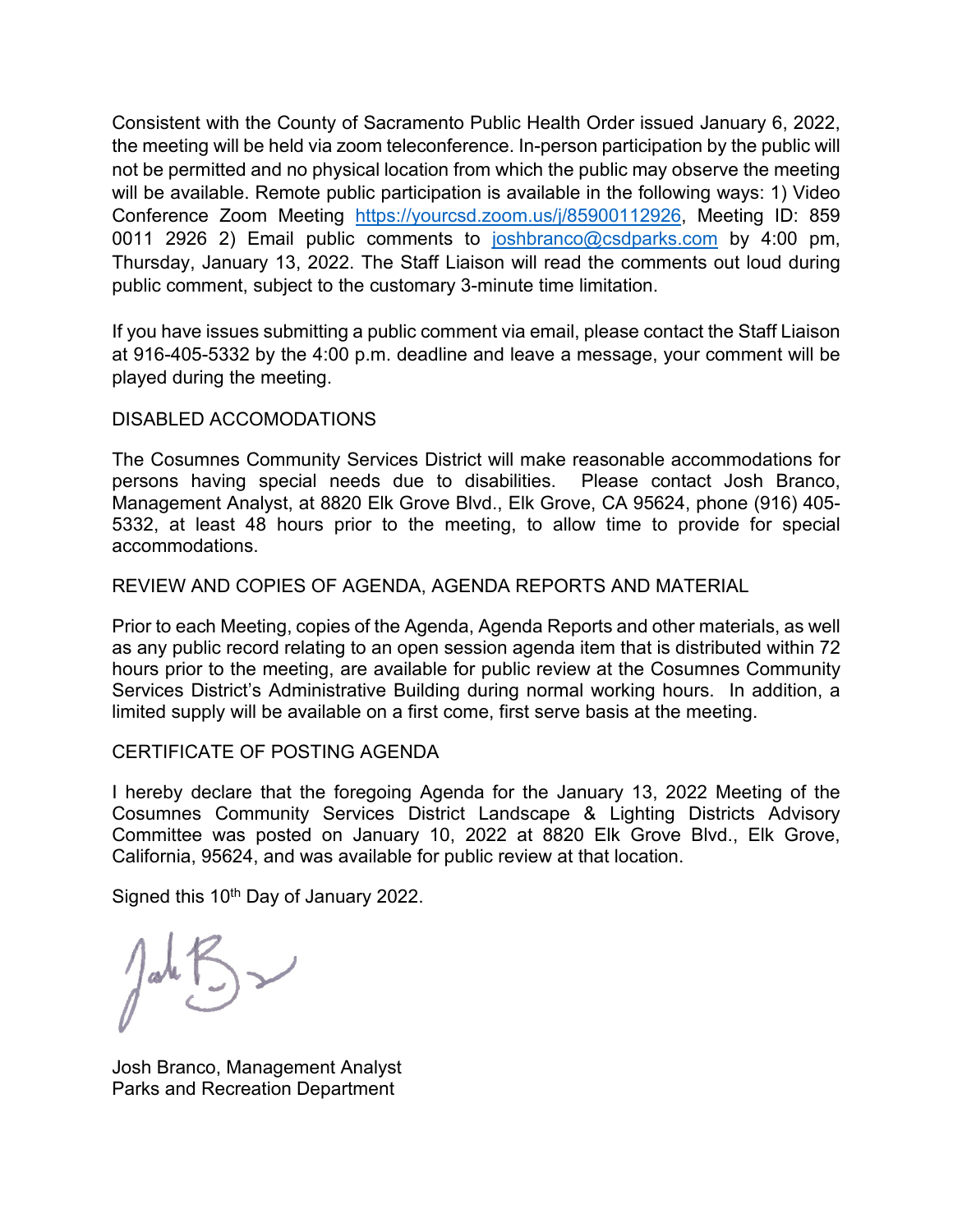Consistent with the County of Sacramento Public Health Order issued January 6, 2022, the meeting will be held via zoom teleconference. In-person participation by the public will not be permitted and no physical location from which the public may observe the meeting will be available. Remote public participation is available in the following ways: 1) Video Conference Zoom Meeting https://yourcsd.zoom.us/j/85900112926, Meeting ID: 859 0011 2926 2) Email public comments to joshbranco@csdparks.com by 4:00 pm, Thursday, January 13, 2022. The Staff Liaison will read the comments out loud during public comment, subject to the customary 3-minute time limitation.

If you have issues submitting a public comment via email, please contact the Staff Liaison at 916-405-5332 by the 4:00 p.m. deadline and leave a message, your comment will be played during the meeting.

DISABLED ACCOMODATIONS

The Cosumnes Community Services District will make reasonable accommodations for persons having special needs due to disabilities. Please contact Josh Branco, Management Analyst, at 8820 Elk Grove Blvd., Elk Grove, CA 95624, phone (916) 405-5332, at least 48 hours prior to the meeting, to allow time to provide for special accommodations.

REVIEW AND COPIES OF AGENDA, AGENDA REPORTS AND MATERIAL

Prior to each Meeting, copies of the Agenda, Agenda Reports and other materials, as well as any public record relating to an open session agenda item that is distributed within 72 hours prior to the meeting, are available for public review at the Cosumnes Community Services District's Administrative Building during normal working hours. In addition, a limited supply will be available on a first come, first serve basis at the meeting.

CERTIFICATE OF POSTING AGENDA

I hereby declare that the foregoing Agenda for the January 13, 2022 Meeting of the Cosumnes Community Services District Landscape & Lighting Districts Advisory Committee was posted on January 10, 2022 at 8820 Elk Grove Blvd., Elk Grove, California, 95624, and was available for public review at that location.

Signed this 10th Day of January 2022.

Josh Branco, Management Analyst
Parks and Recreation Department